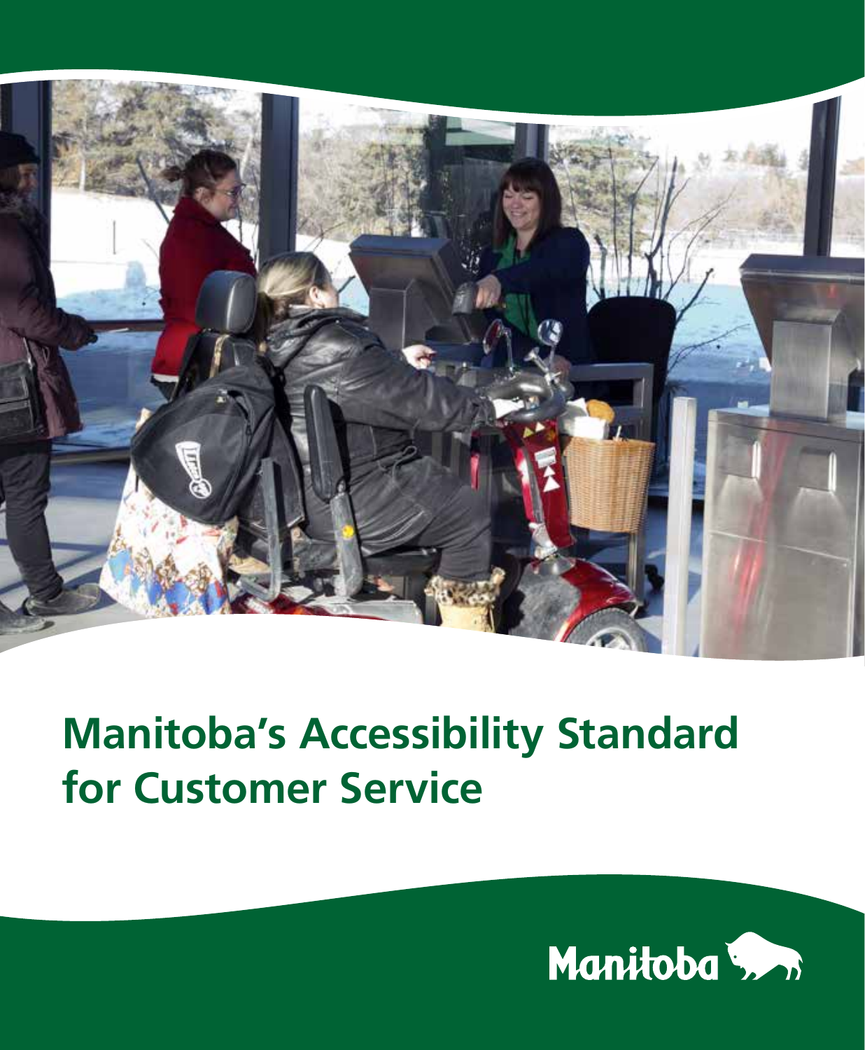# Manitoba's Accessibility Standard for Customer Service

Manitoba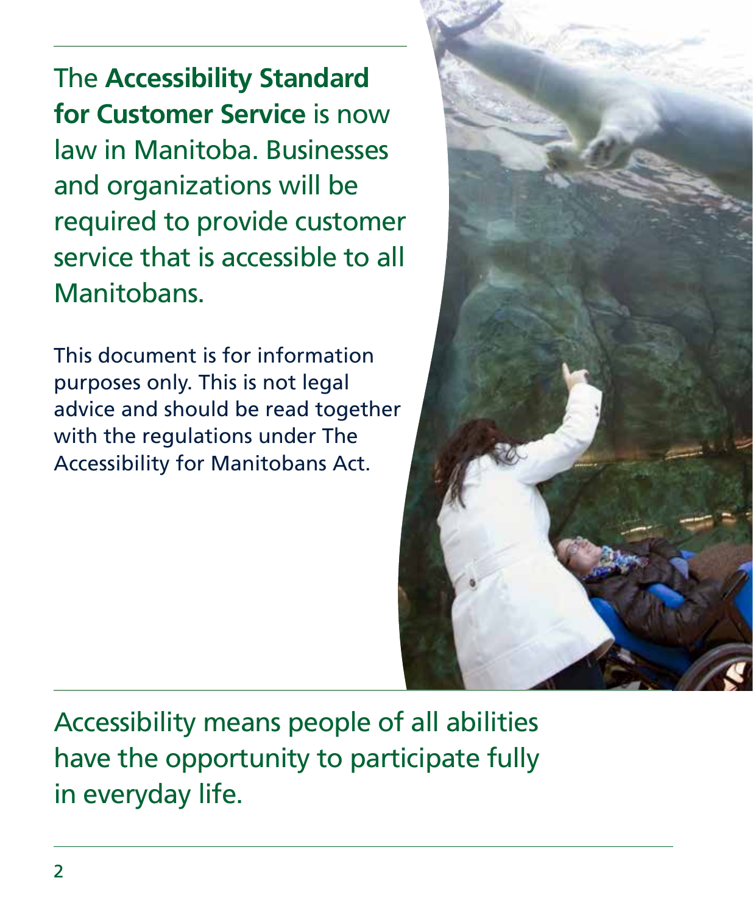The **Accessibility Standard for Customer Service** is now law in Manitoba. Businesses and organizations will be required to provide customer service that is accessible to all Manitobans.

This document is for information purposes only. This is not legal advice and should be read together with the regulations under The Accessibility for Manitobans Act.

Accessibility means people of all abilities have the opportunity to participate fully in everyday life.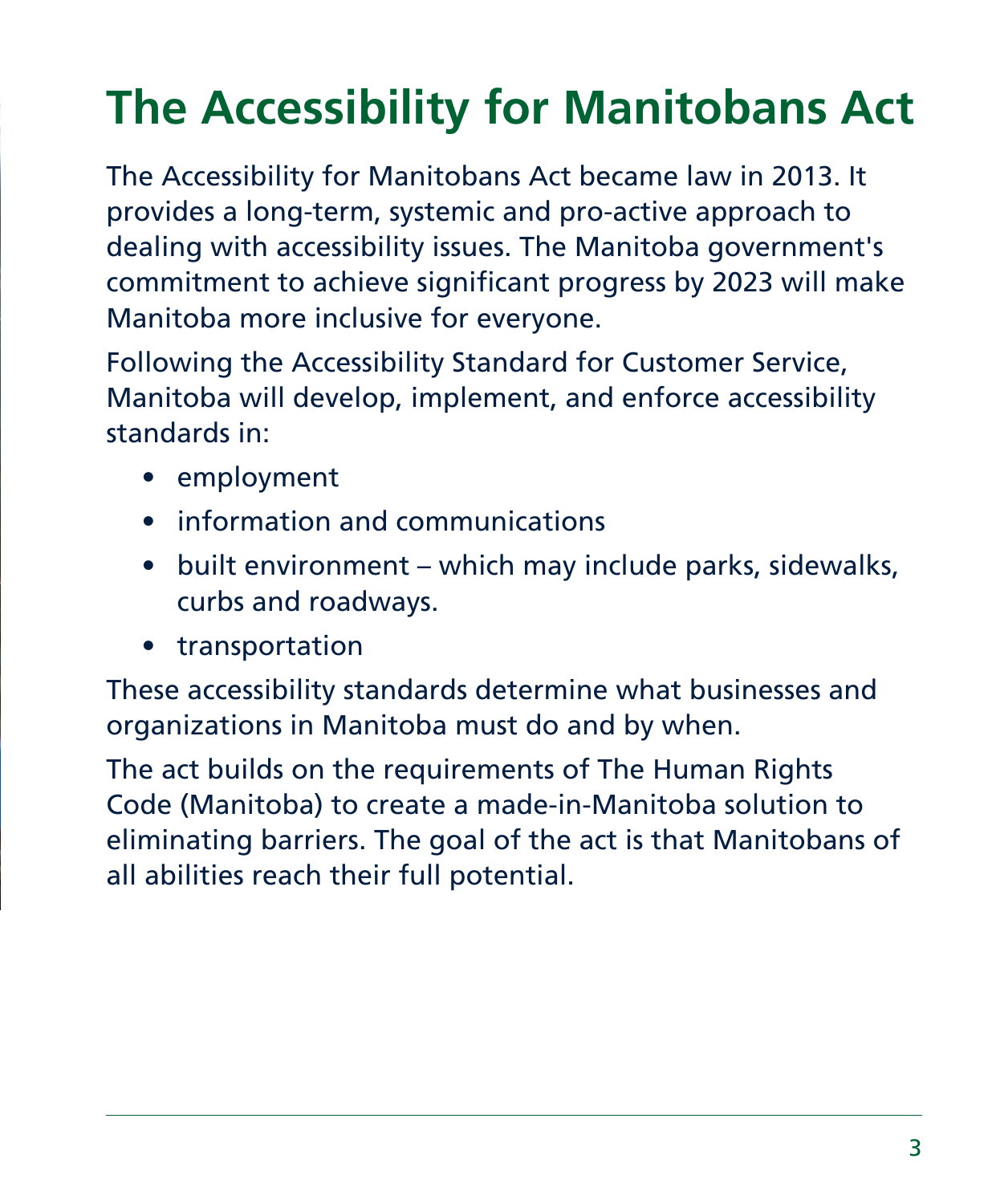# The Accessibility for Manitobans Act

The Accessibility for Manitobans Act became law in 2013. It provides a long-term, systemic and pro-active approach to dealing with accessibility issues. The Manitoba government's commitment to achieve significant progress by 2023 will make Manitoba more inclusive for everyone.

Following the Accessibility Standard for Customer Service, Manitoba will develop, implement, and enforce accessibility standards in:

- employment
- information and communications
- built environment – which may include parks, sidewalks, curbs and roadways.
- transportation

These accessibility standards determine what businesses and organizations in Manitoba must do and by when.

The act builds on the requirements of The Human Rights Code (Manitoba) to create a made-in-Manitoba solution to eliminating barriers. The goal of the act is that Manitobans of all abilities reach their full potential.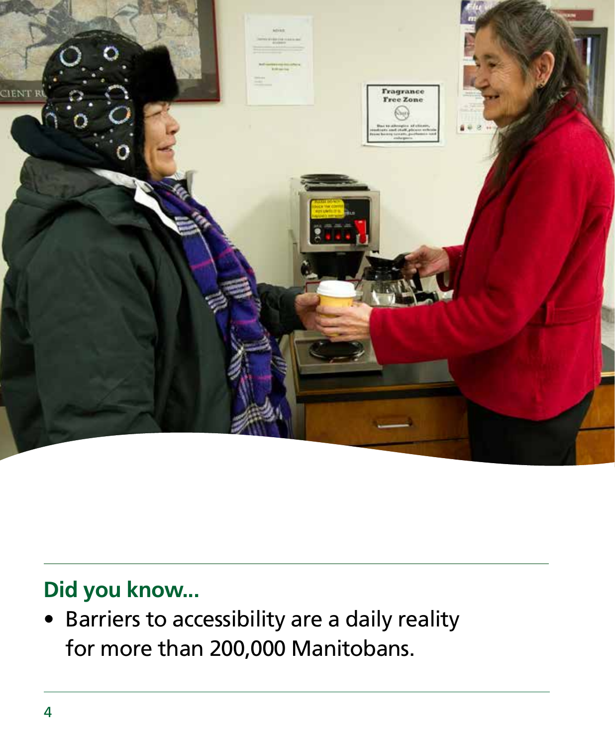## Did you know...

- Barriers to accessibility are a daily reality for more than 200,000 Manitobans.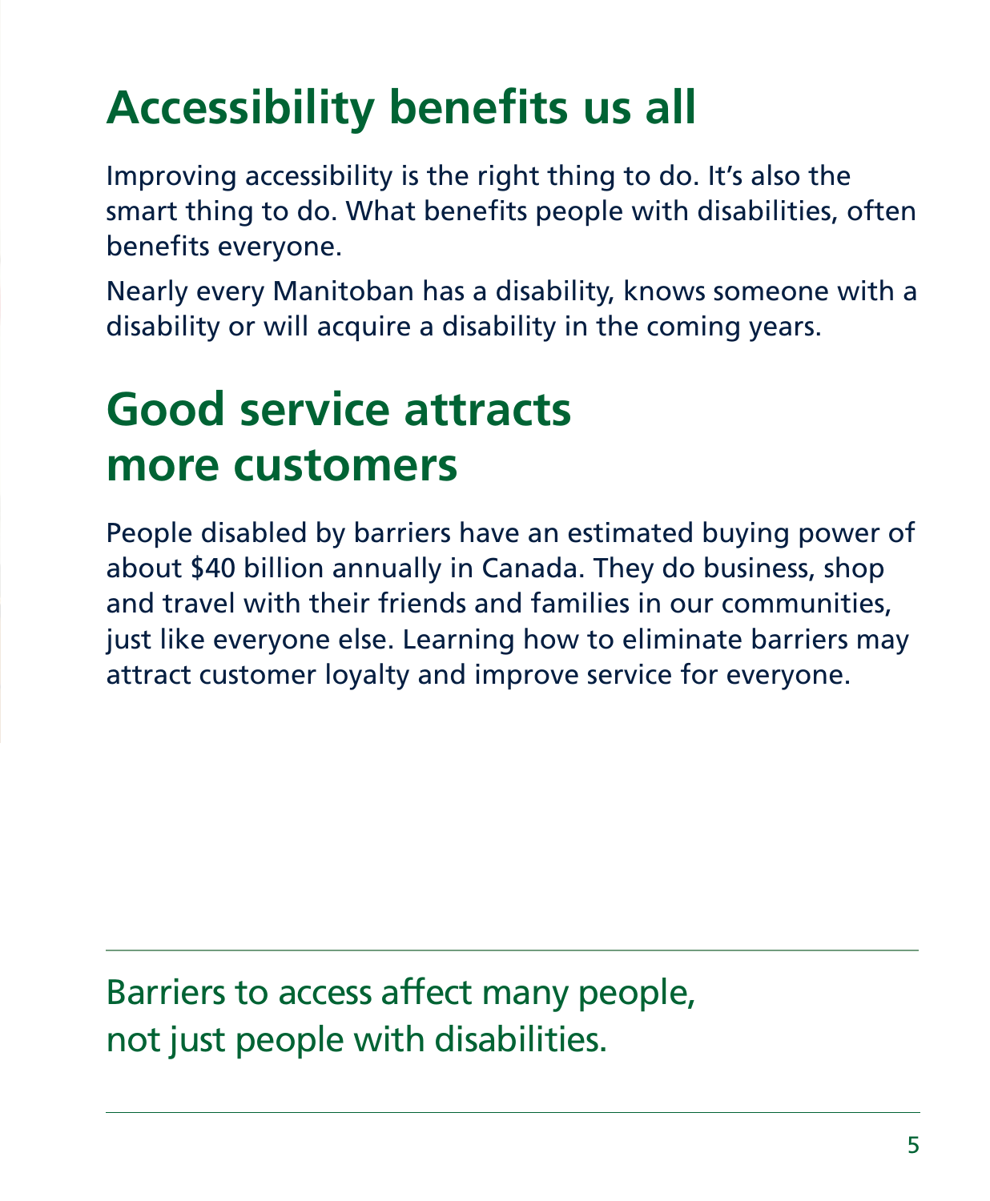# Accessibility benefits us all

Improving accessibility is the right thing to do. It's also the smart thing to do. What benefits people with disabilities, often benefits everyone.

Nearly every Manitoban has a disability, knows someone with a disability or will acquire a disability in the coming years.

# Good service attracts more customers

People disabled by barriers have an estimated buying power of about $40 billion annually in Canada. They do business, shop and travel with their friends and families in our communities, just like everyone else. Learning how to eliminate barriers may attract customer loyalty and improve service for everyone.

---

Barriers to access affect many people, not just people with disabilities.

---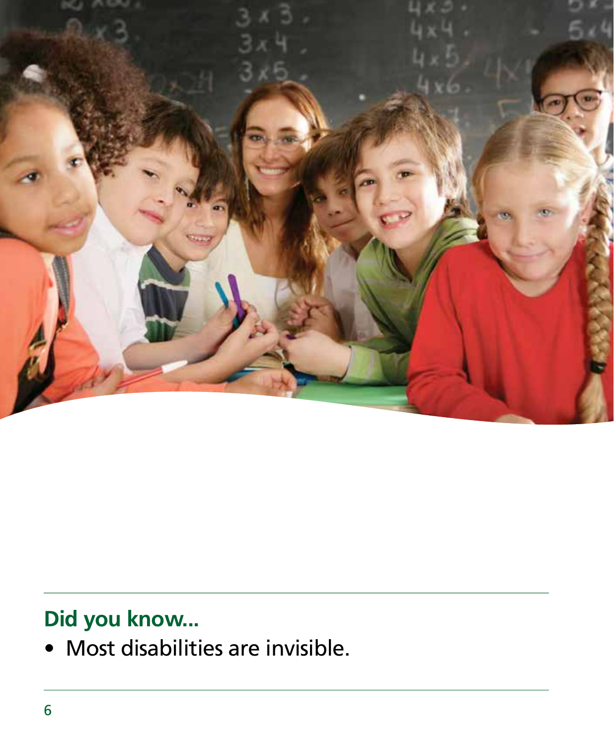## Did you know...

- Most disabilities are invisible.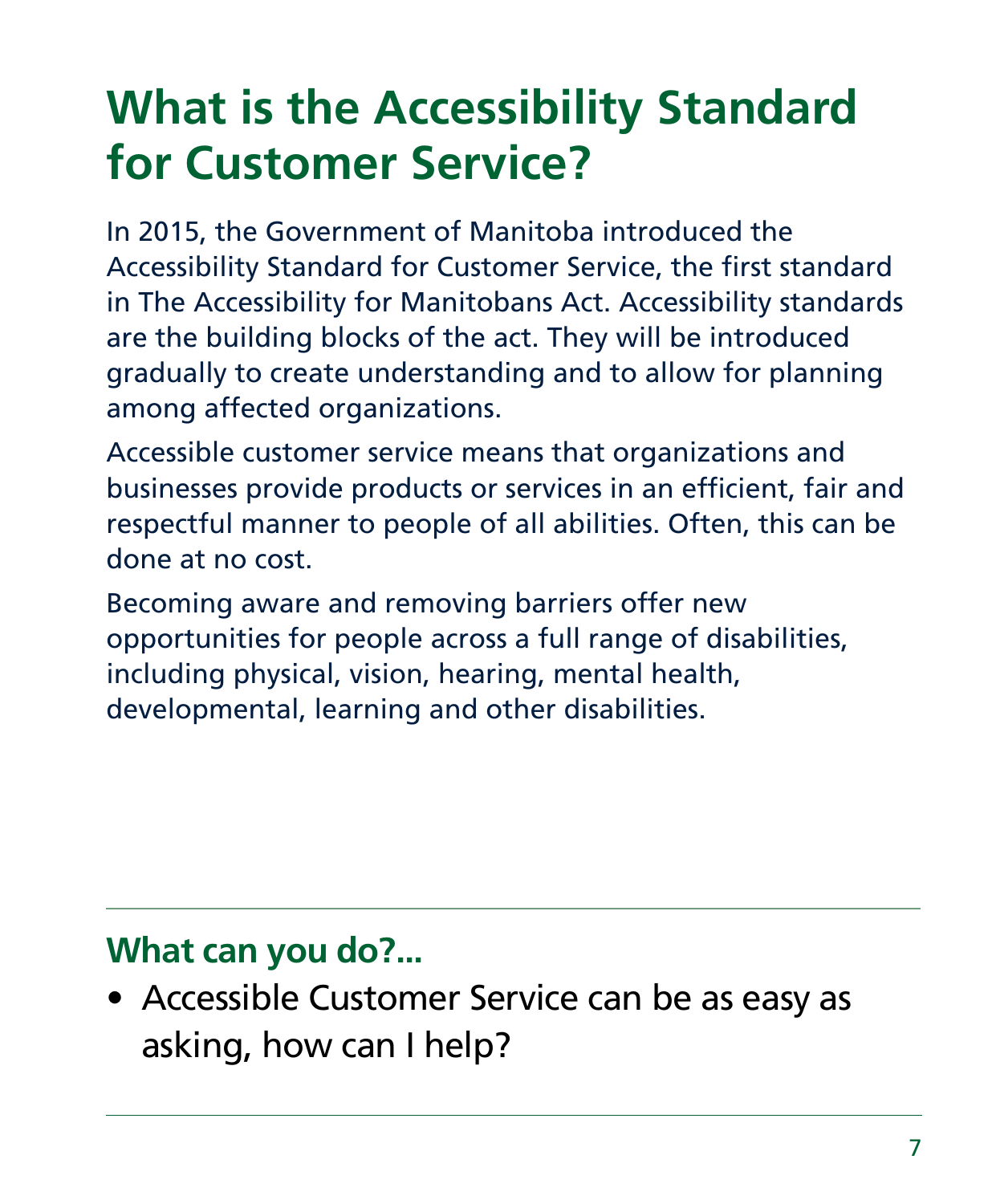# What is the Accessibility Standard for Customer Service?

In 2015, the Government of Manitoba introduced the Accessibility Standard for Customer Service, the first standard in The Accessibility for Manitobans Act. Accessibility standards are the building blocks of the act. They will be introduced gradually to create understanding and to allow for planning among affected organizations.

Accessible customer service means that organizations and businesses provide products or services in an efficient, fair and respectful manner to people of all abilities. Often, this can be done at no cost.

Becoming aware and removing barriers offer new opportunities for people across a full range of disabilities, including physical, vision, hearing, mental health, developmental, learning and other disabilities.

---

## What can you do?...

- Accessible Customer Service can be as easy as asking, how can I help?

---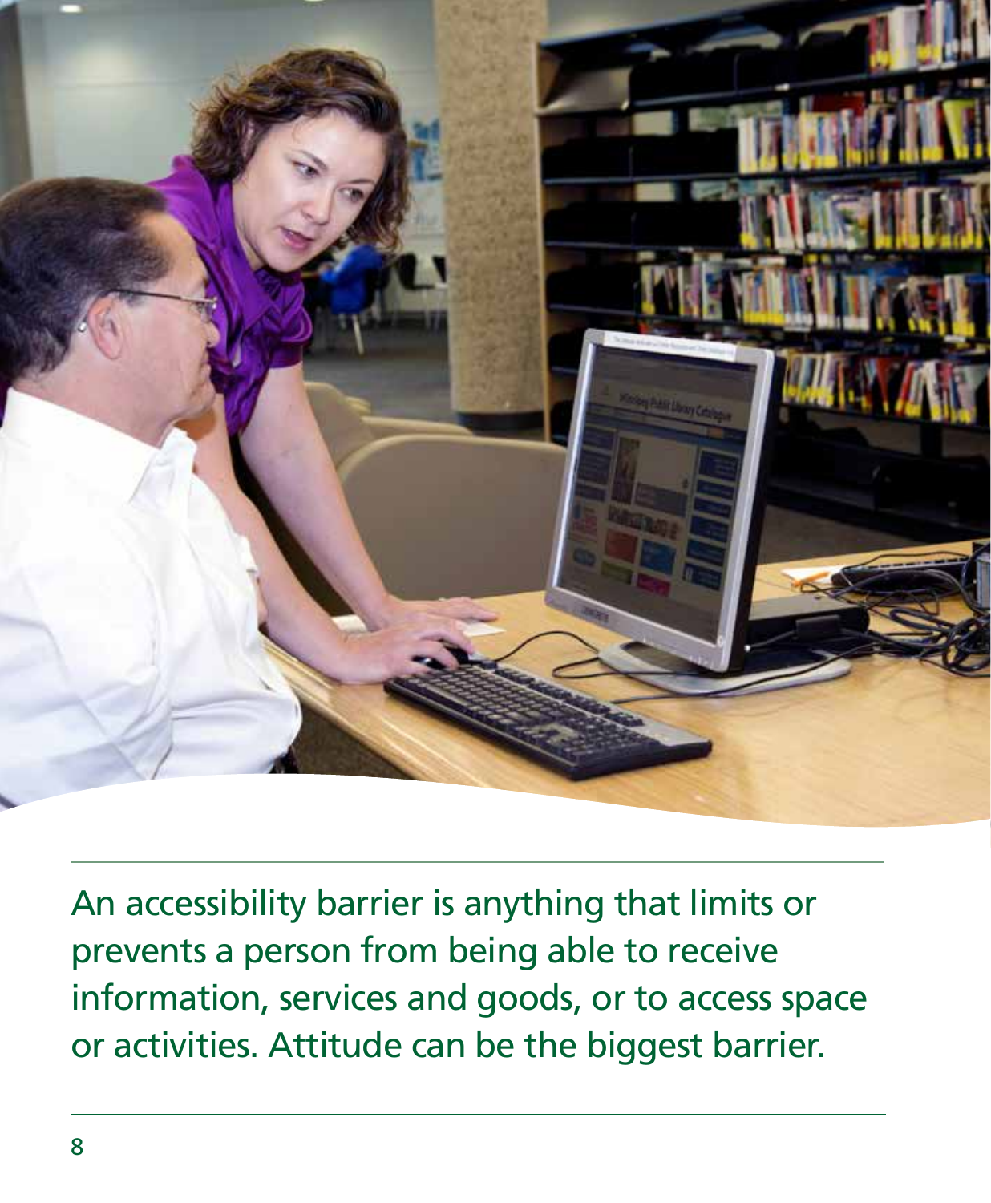An accessibility barrier is anything that limits or prevents a person from being able to receive information, services and goods, or to access space or activities. Attitude can be the biggest barrier.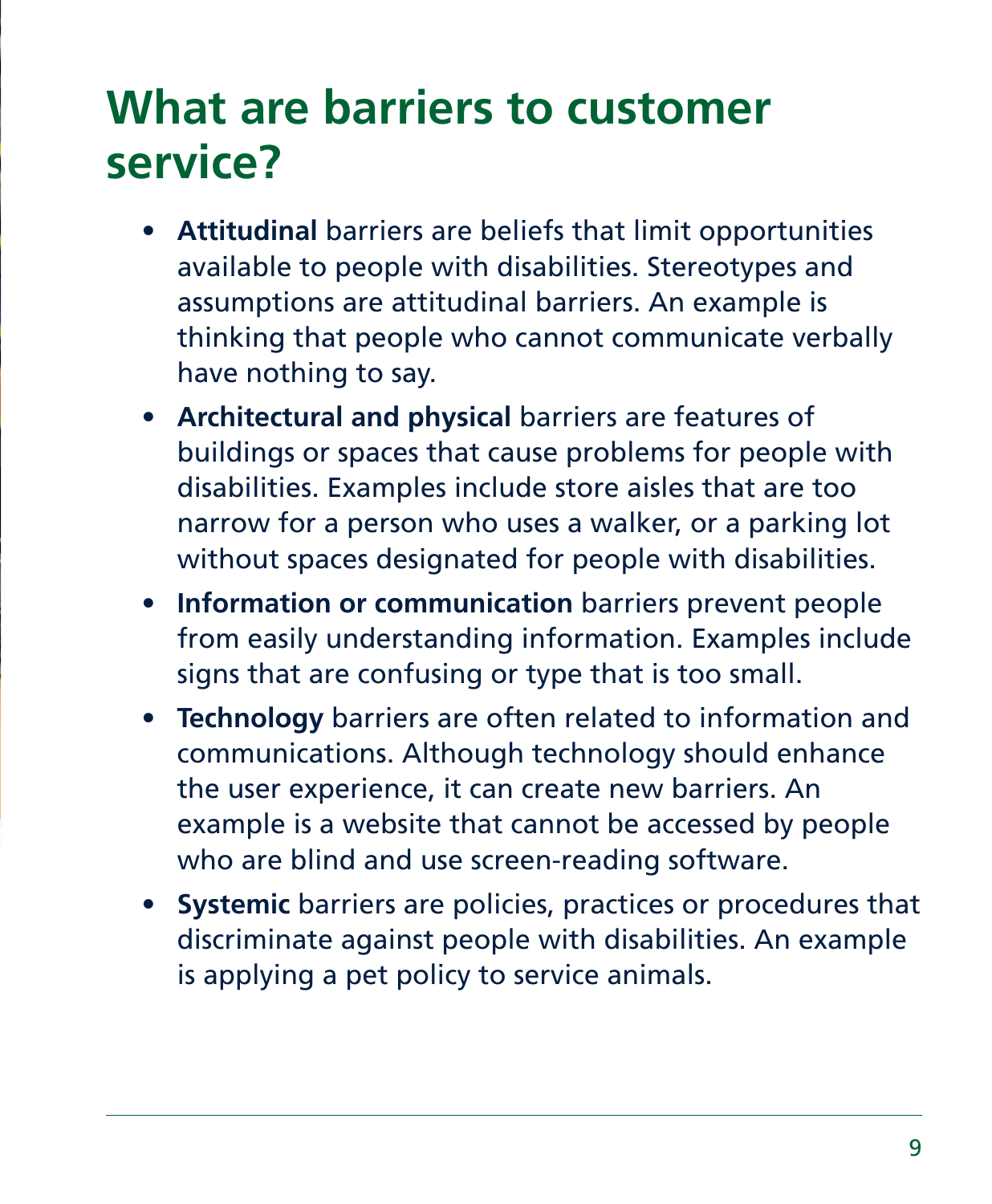# What are barriers to customer service?

- **Attitudinal** barriers are beliefs that limit opportunities available to people with disabilities. Stereotypes and assumptions are attitudinal barriers. An example is thinking that people who cannot communicate verbally have nothing to say.
- **Architectural and physical** barriers are features of buildings or spaces that cause problems for people with disabilities. Examples include store aisles that are too narrow for a person who uses a walker, or a parking lot without spaces designated for people with disabilities.
- **Information or communication** barriers prevent people from easily understanding information. Examples include signs that are confusing or type that is too small.
- **Technology** barriers are often related to information and communications. Although technology should enhance the user experience, it can create new barriers. An example is a website that cannot be accessed by people who are blind and use screen-reading software.
- **Systemic** barriers are policies, practices or procedures that discriminate against people with disabilities. An example is applying a pet policy to service animals.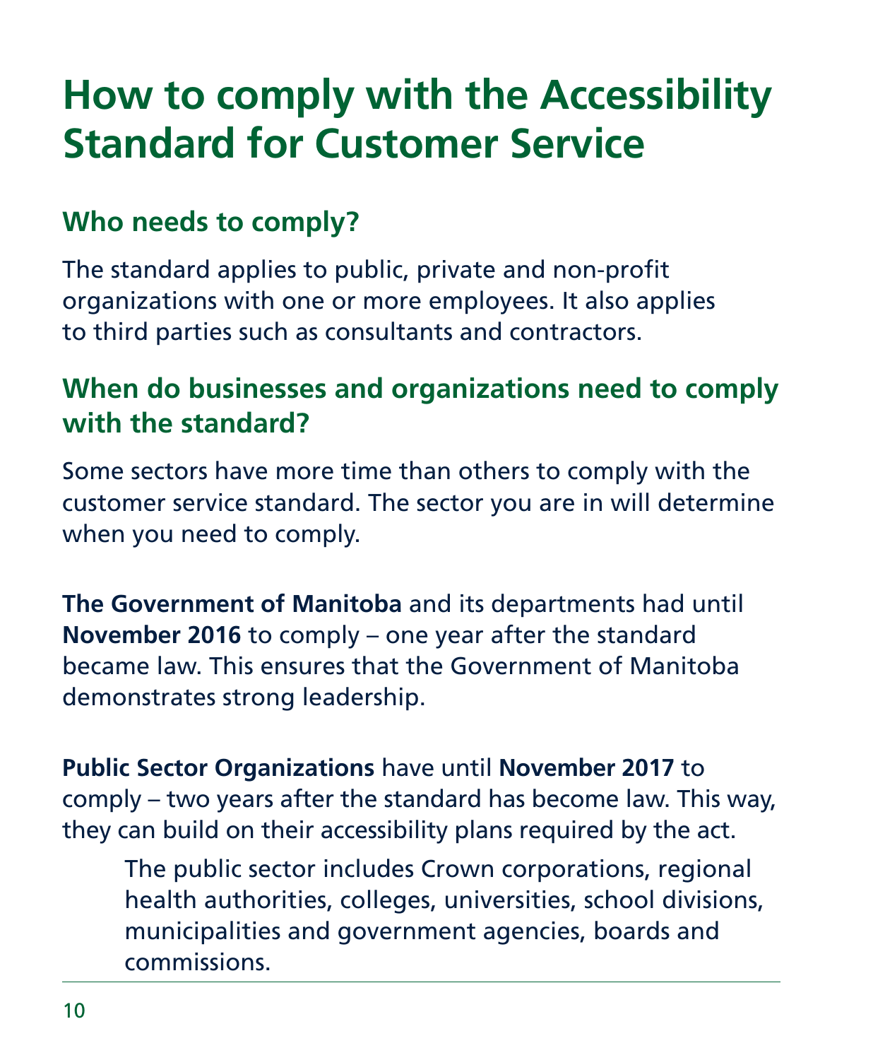# How to comply with the Accessibility Standard for Customer Service

## Who needs to comply?

The standard applies to public, private and non-profit organizations with one or more employees. It also applies to third parties such as consultants and contractors.

## When do businesses and organizations need to comply with the standard?

Some sectors have more time than others to comply with the customer service standard. The sector you are in will determine when you need to comply.

**The Government of Manitoba** and its departments had until **November 2016** to comply – one year after the standard became law. This ensures that the Government of Manitoba demonstrates strong leadership.

**Public Sector Organizations** have until **November 2017** to comply – two years after the standard has become law. This way, they can build on their accessibility plans required by the act.

> The public sector includes Crown corporations, regional health authorities, colleges, universities, school divisions, municipalities and government agencies, boards and commissions.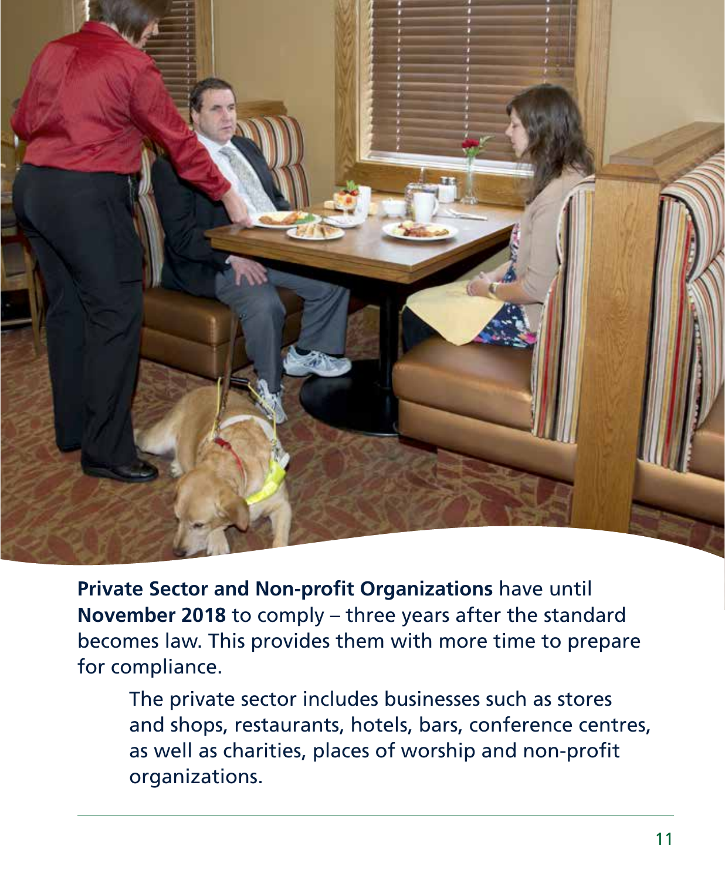**Private Sector and Non-profit Organizations** have until **November 2018** to comply – three years after the standard becomes law. This provides them with more time to prepare for compliance.

> The private sector includes businesses such as stores and shops, restaurants, hotels, bars, conference centres, as well as charities, places of worship and non-profit organizations.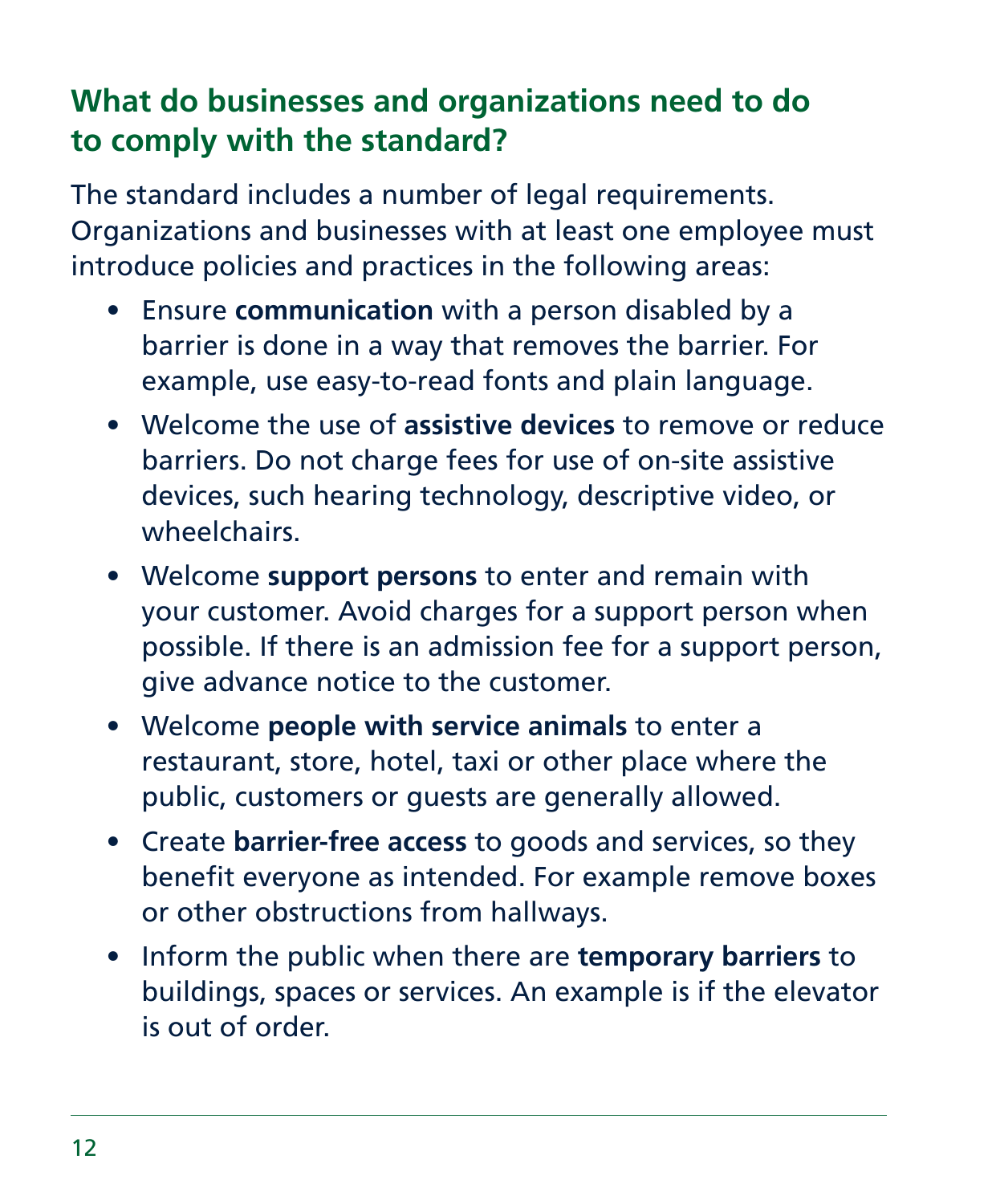## What do businesses and organizations need to do to comply with the standard?

The standard includes a number of legal requirements. Organizations and businesses with at least one employee must introduce policies and practices in the following areas:

- Ensure **communication** with a person disabled by a barrier is done in a way that removes the barrier. For example, use easy-to-read fonts and plain language.
- Welcome the use of **assistive devices** to remove or reduce barriers. Do not charge fees for use of on-site assistive devices, such hearing technology, descriptive video, or wheelchairs.
- Welcome **support persons** to enter and remain with your customer. Avoid charges for a support person when possible. If there is an admission fee for a support person, give advance notice to the customer.
- Welcome **people with service animals** to enter a restaurant, store, hotel, taxi or other place where the public, customers or guests are generally allowed.
- Create **barrier-free access** to goods and services, so they benefit everyone as intended. For example remove boxes or other obstructions from hallways.
- Inform the public when there are **temporary barriers** to buildings, spaces or services. An example is if the elevator is out of order.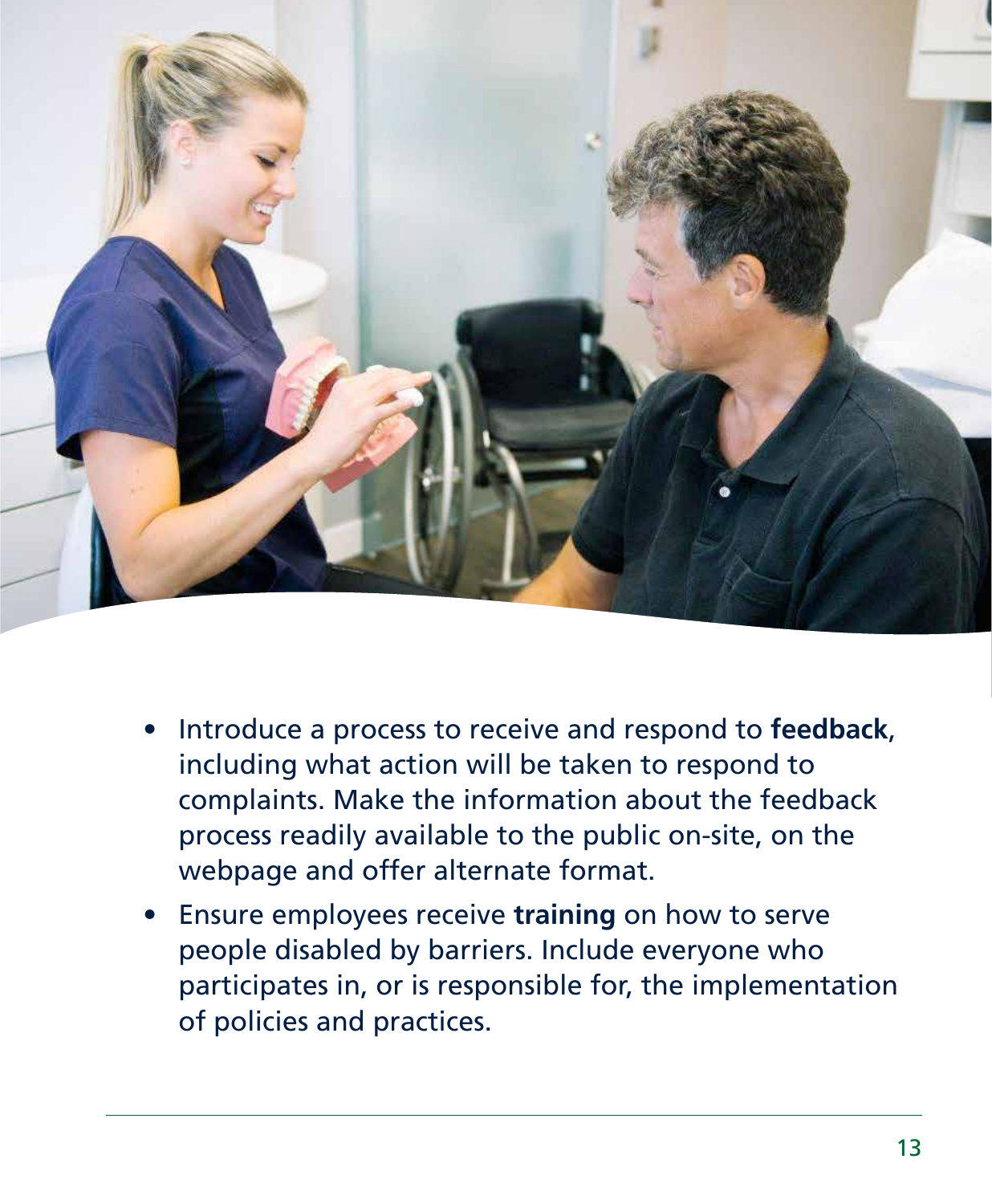- Introduce a process to receive and respond to **feedback**, including what action will be taken to respond to complaints. Make the information about the feedback process readily available to the public on-site, on the webpage and offer alternate format.
- Ensure employees receive **training** on how to serve people disabled by barriers. Include everyone who participates in, or is responsible for, the implementation of policies and practices.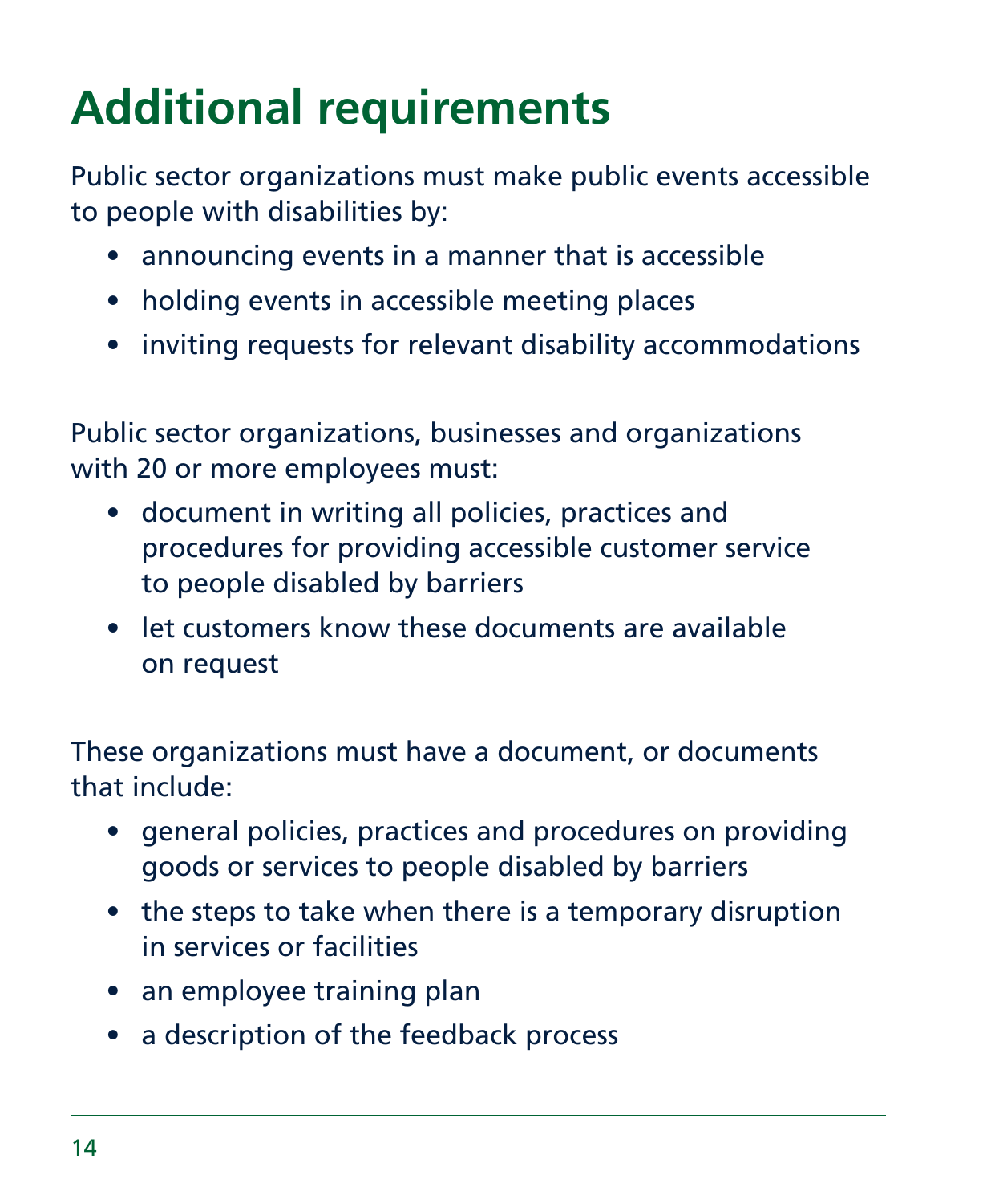# Additional requirements

Public sector organizations must make public events accessible to people with disabilities by:

- announcing events in a manner that is accessible
- holding events in accessible meeting places
- inviting requests for relevant disability accommodations

Public sector organizations, businesses and organizations with 20 or more employees must:

- document in writing all policies, practices and procedures for providing accessible customer service to people disabled by barriers
- let customers know these documents are available on request

These organizations must have a document, or documents that include:

- general policies, practices and procedures on providing goods or services to people disabled by barriers
- the steps to take when there is a temporary disruption in services or facilities
- an employee training plan
- a description of the feedback process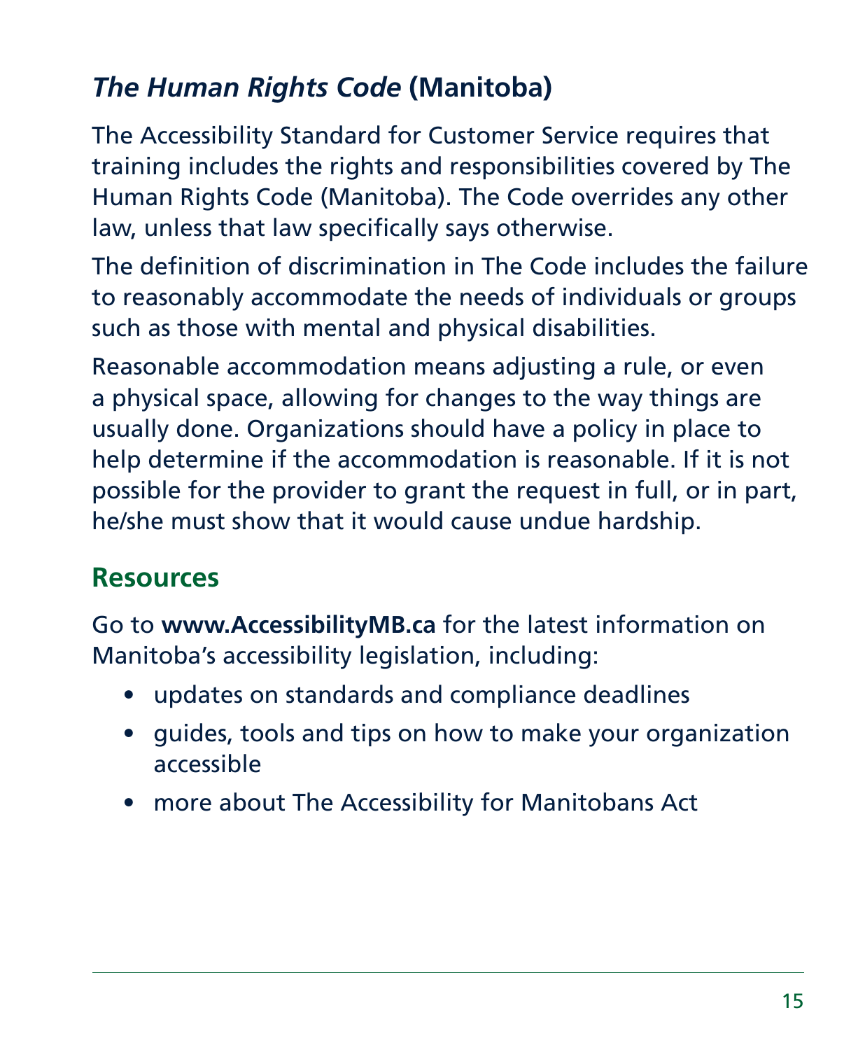## *The Human Rights Code* (Manitoba)

The Accessibility Standard for Customer Service requires that training includes the rights and responsibilities covered by The Human Rights Code (Manitoba). The Code overrides any other law, unless that law specifically says otherwise.

The definition of discrimination in The Code includes the failure to reasonably accommodate the needs of individuals or groups such as those with mental and physical disabilities.

Reasonable accommodation means adjusting a rule, or even a physical space, allowing for changes to the way things are usually done. Organizations should have a policy in place to help determine if the accommodation is reasonable. If it is not possible for the provider to grant the request in full, or in part, he/she must show that it would cause undue hardship.

## Resources

Go to **www.AccessibilityMB.ca** for the latest information on Manitoba's accessibility legislation, including:

- updates on standards and compliance deadlines
- guides, tools and tips on how to make your organization accessible
- more about The Accessibility for Manitobans Act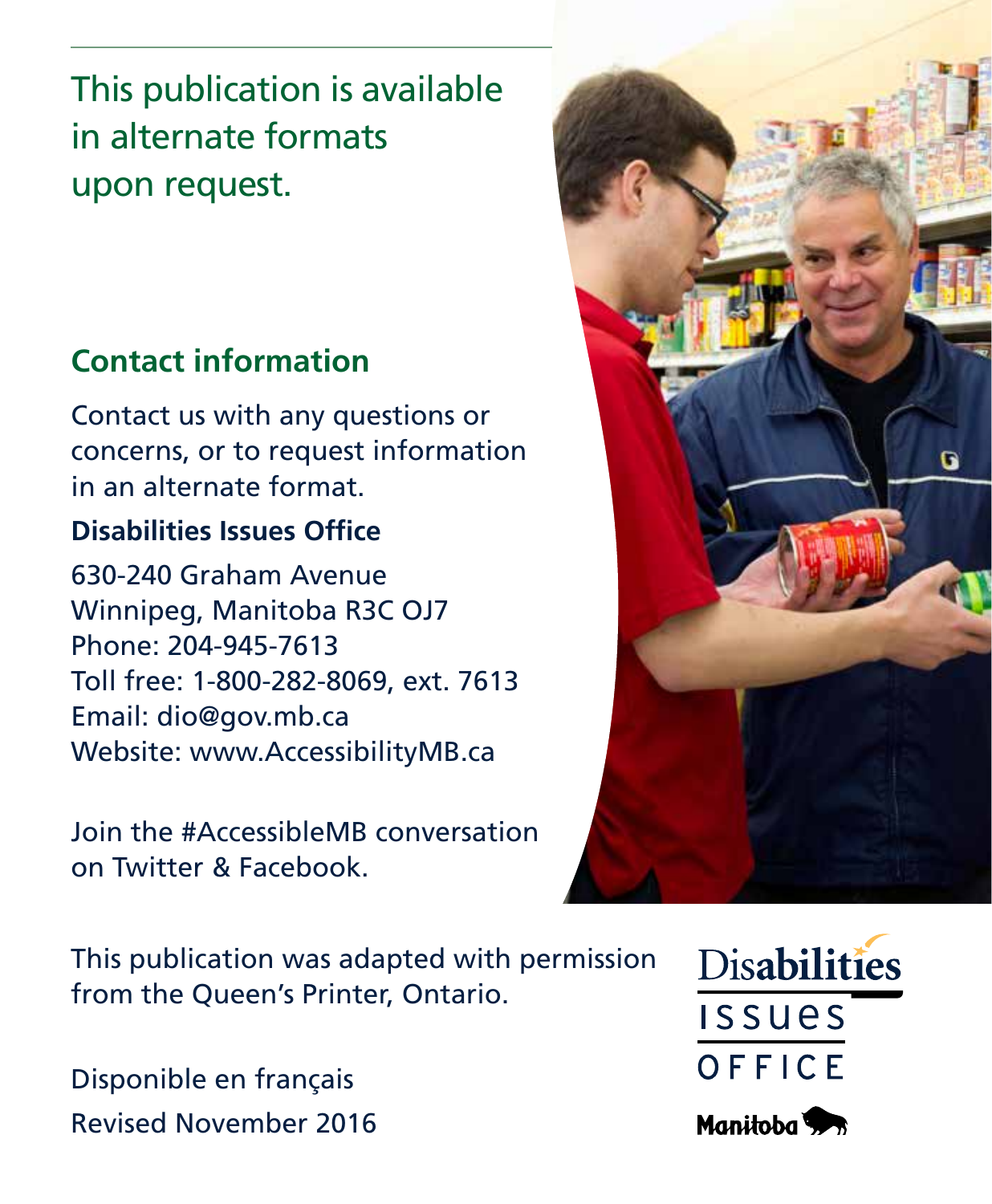This publication is available in alternate formats upon request.

## Contact information

Contact us with any questions or concerns, or to request information in an alternate format.

**Disabilities Issues Office**

630-240 Graham Avenue  
Winnipeg, Manitoba R3C OJ7  
Phone: 204-945-7613  
Toll free: 1-800-282-8069, ext. 7613  
Email: dio@gov.mb.ca  
Website: www.AccessibilityMB.ca

Join the #AccessibleMB conversation on Twitter & Facebook.

This publication was adapted with permission from the Queen's Printer, Ontario.

Disponible en français  
Revised November 2016

Disabilities Issues Office  
Manitoba